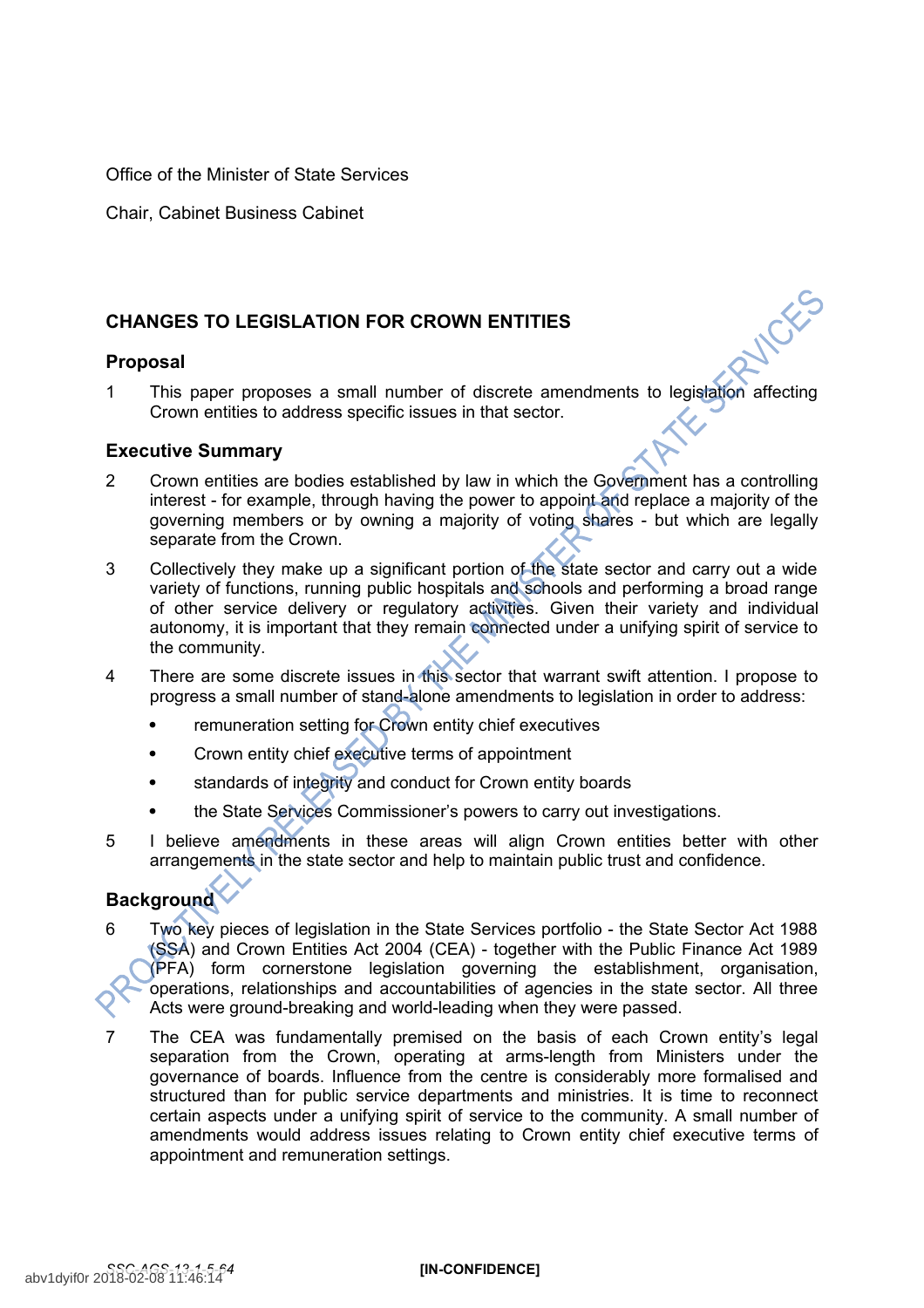Office of the Minister of State Services

Chair, Cabinet Business Cabinet

## CHANGES TO LEGISLATION FOR CROWN ENTITIES

### Proposal

1 This paper proposes a small number of discrete amendments to legislation affecting Crown entities to address specific issues in that sector.

### Executive Summary

2 Crown entities are bodies established by law in which the Government has a controlling interest - for example, through having the power to appoint and replace a majority of the governing members or by owning a majority of voting shares - but which are legally separate from the Crown.

3 Collectively they make up a significant portion of the state sector and carry out a wide variety of functions, running public hospitals and schools and performing a broad range of other service delivery or regulatory activities. Given their variety and individual autonomy, it is important that they remain connected under a unifying spirit of service to the community.

4 There are some discrete issues in this sector that warrant swift attention. I propose to progress a small number of stand-alone amendments to legislation in order to address:

- remuneration setting for Crown entity chief executives
- Crown entity chief executive terms of appointment
- standards of integrity and conduct for Crown entity boards
- the State Services Commissioner's powers to carry out investigations.

5 I believe amendments in these areas will align Crown entities better with other arrangements in the state sector and help to maintain public trust and confidence.

### Background

6 Two key pieces of legislation in the State Services portfolio - the State Sector Act 1988 (SSA) and Crown Entities Act 2004 (CEA) - together with the Public Finance Act 1989 (PFA) form cornerstone legislation governing the establishment, organisation, operations, relationships and accountabilities of agencies in the state sector. All three Acts were ground-breaking and world-leading when they were passed.

7 The CEA was fundamentally premised on the basis of each Crown entity's legal separation from the Crown, operating at arms-length from Ministers under the governance of boards. Influence from the centre is considerably more formalised and structured than for public service departments and ministries. It is time to reconnect certain aspects under a unifying spirit of service to the community. A small number of amendments would address issues relating to Crown entity chief executive terms of appointment and remuneration settings.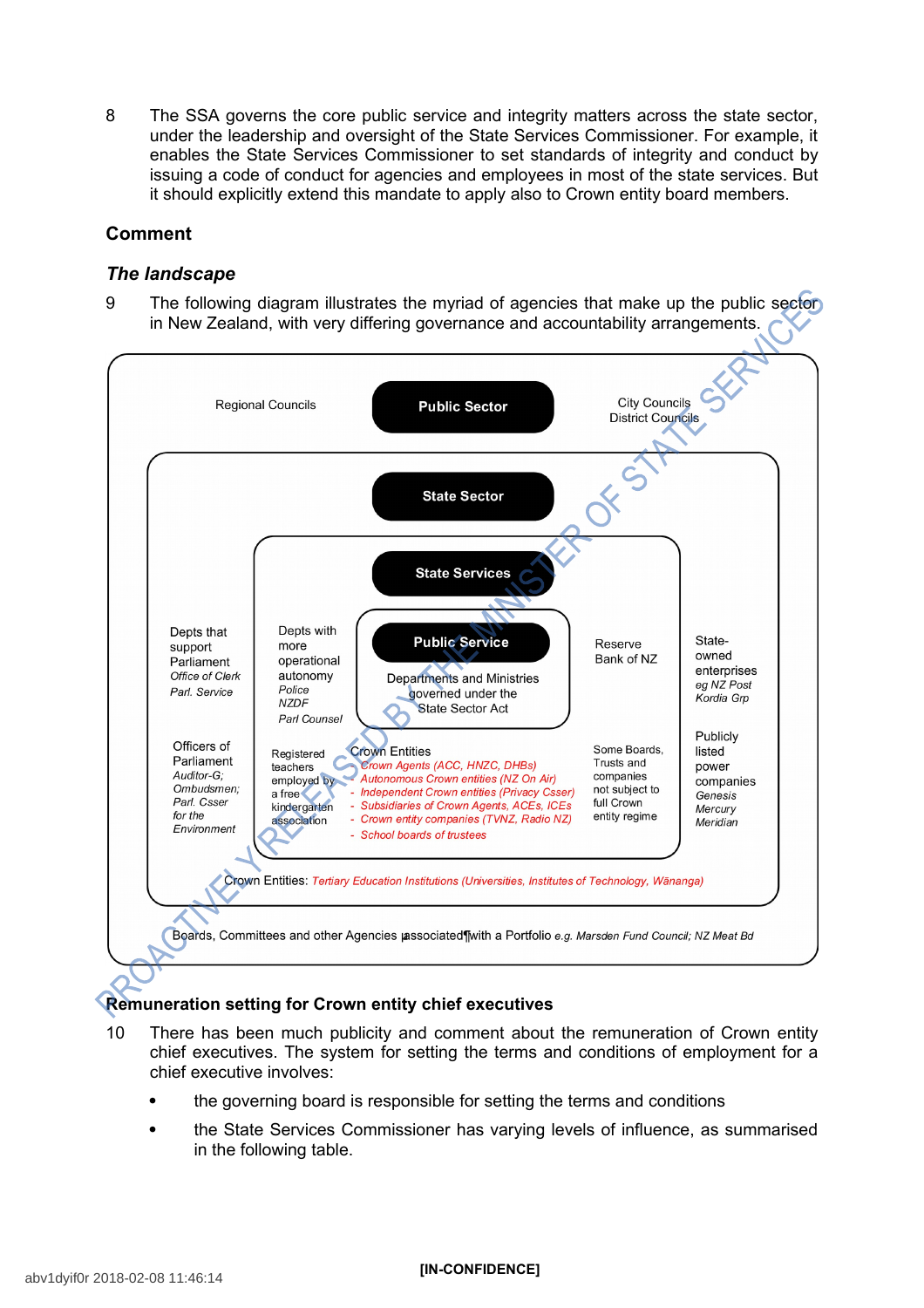8 The SSA governs the core public service and integrity matters across the state sector, under the leadership and oversight of the State Services Commissioner. For example, it enables the State Services Commissioner to set standards of integrity and conduct by issuing a code of conduct for agencies and employees in most of the state services. But it should explicitly extend this mandate to apply also to Crown entity board members.

## Comment

### *The landscape*

9 The following diagram illustrates the myriad of agencies that make up the public sector in New Zealand, with very differing governance and accountability arrangements.

**Public Sector**

Regional Councils

City Councils
District Councils

**State Sector**

**State Services**

**Public Service**

Departments and Ministries governed under the State Sector Act

Depts that support Parliament
*Office of Clerk*
*Parl. Service*

Officers of Parliament
*Auditor-G;*
*Ombudsmen;*
*Parl. Csser for the Environment*

Depts with more operational autonomy
*Police*
*NZDF*
*Parl Counsel*

Registered teachers employed by a free kindergarten association

Crown Entities
- *Crown Agents (ACC, HNZC, DHBs)*
- *Autonomous Crown entities (NZ On Air)*
- *Independent Crown entities (Privacy Csser)*
- *Subsidiaries of Crown Agents, ACEs, ICEs*
- *Crown entity companies (TVNZ, Radio NZ)*
- *School boards of trustees*

Reserve Bank of NZ

Some Boards, Trusts and companies not subject to full Crown entity regime

State-owned enterprises
*eg NZ Post*
*Kordia Grp*

Publicly listed power companies
*Genesis*
*Mercury*
*Meridian*

Crown Entities: *Tertiary Education Institutions (Universities, Institutes of Technology, Wānanga)*

Boards, Committees and other Agencies associated with a Portfolio *e.g. Marsden Fund Council; NZ Meat Bd*

### Remuneration setting for Crown entity chief executives

10 There has been much publicity and comment about the remuneration of Crown entity chief executives. The system for setting the terms and conditions of employment for a chief executive involves:

- the governing board is responsible for setting the terms and conditions
- the State Services Commissioner has varying levels of influence, as summarised in the following table.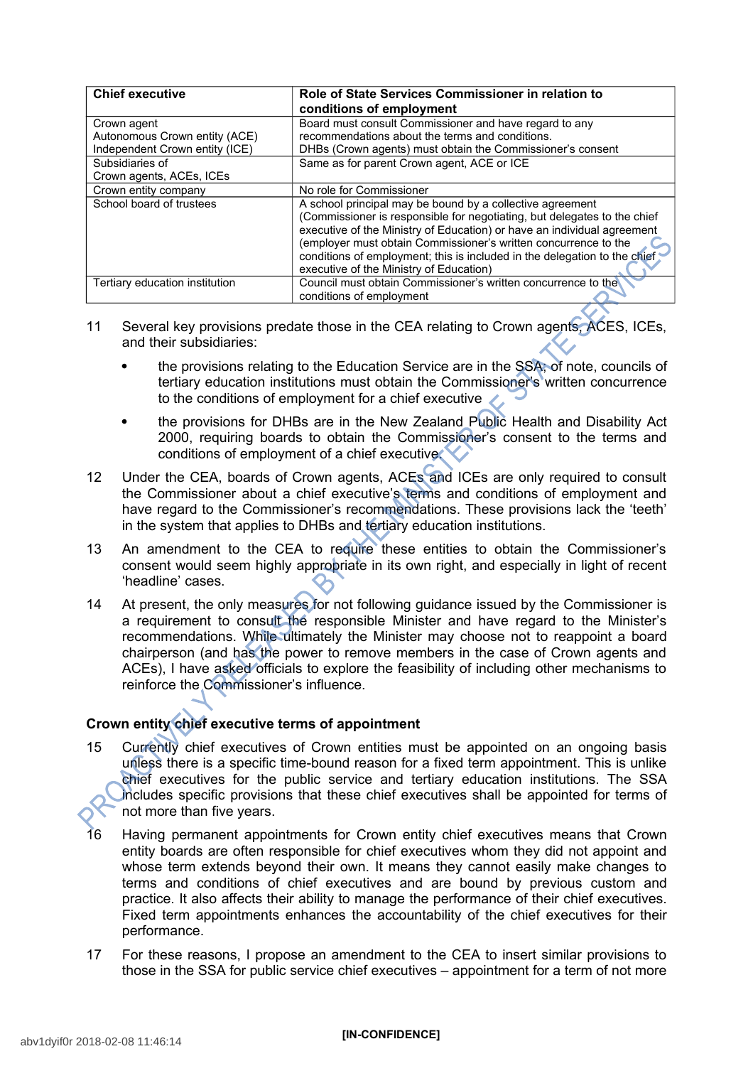| Chief executive | Role of State Services Commissioner in relation to conditions of employment |
| --- | --- |
| Crown agent<br>Autonomous Crown entity (ACE)<br>Independent Crown entity (ICE) | Board must consult Commissioner and have regard to any recommendations about the terms and conditions.<br>DHBs (Crown agents) must obtain the Commissioner's consent |
| Subsidiaries of<br>Crown agents, ACEs, ICEs | Same as for parent Crown agent, ACE or ICE |
| Crown entity company | No role for Commissioner |
| School board of trustees | A school principal may be bound by a collective agreement (Commissioner is responsible for negotiating, but delegates to the chief executive of the Ministry of Education) or have an individual agreement (employer must obtain Commissioner's written concurrence to the conditions of employment; this is included in the delegation to the chief executive of the Ministry of Education) |
| Tertiary education institution | Council must obtain Commissioner's written concurrence to the conditions of employment |

11 Several key provisions predate those in the CEA relating to Crown agents, ACES, ICEs, and their subsidiaries:

- the provisions relating to the Education Service are in the SSA; of note, councils of tertiary education institutions must obtain the Commissioner's written concurrence to the conditions of employment for a chief executive
- the provisions for DHBs are in the New Zealand Public Health and Disability Act 2000, requiring boards to obtain the Commissioner's consent to the terms and conditions of employment of a chief executive

12 Under the CEA, boards of Crown agents, ACEs and ICEs are only required to consult the Commissioner about a chief executive's terms and conditions of employment and have regard to the Commissioner's recommendations. These provisions lack the 'teeth' in the system that applies to DHBs and tertiary education institutions.

13 An amendment to the CEA to require these entities to obtain the Commissioner's consent would seem highly appropriate in its own right, and especially in light of recent 'headline' cases.

14 At present, the only measures for not following guidance issued by the Commissioner is a requirement to consult the responsible Minister and have regard to the Minister's recommendations. While ultimately the Minister may choose not to reappoint a board chairperson (and has the power to remove members in the case of Crown agents and ACEs), I have asked officials to explore the feasibility of including other mechanisms to reinforce the Commissioner's influence.

### Crown entity chief executive terms of appointment

15 Currently chief executives of Crown entities must be appointed on an ongoing basis unless there is a specific time-bound reason for a fixed term appointment. This is unlike chief executives for the public service and tertiary education institutions. The SSA includes specific provisions that these chief executives shall be appointed for terms of not more than five years.

16 Having permanent appointments for Crown entity chief executives means that Crown entity boards are often responsible for chief executives whom they did not appoint and whose term extends beyond their own. It means they cannot easily make changes to terms and conditions of chief executives and are bound by previous custom and practice. It also affects their ability to manage the performance of their chief executives. Fixed term appointments enhances the accountability of the chief executives for their performance.

17 For these reasons, I propose an amendment to the CEA to insert similar provisions to those in the SSA for public service chief executives – appointment for a term of not more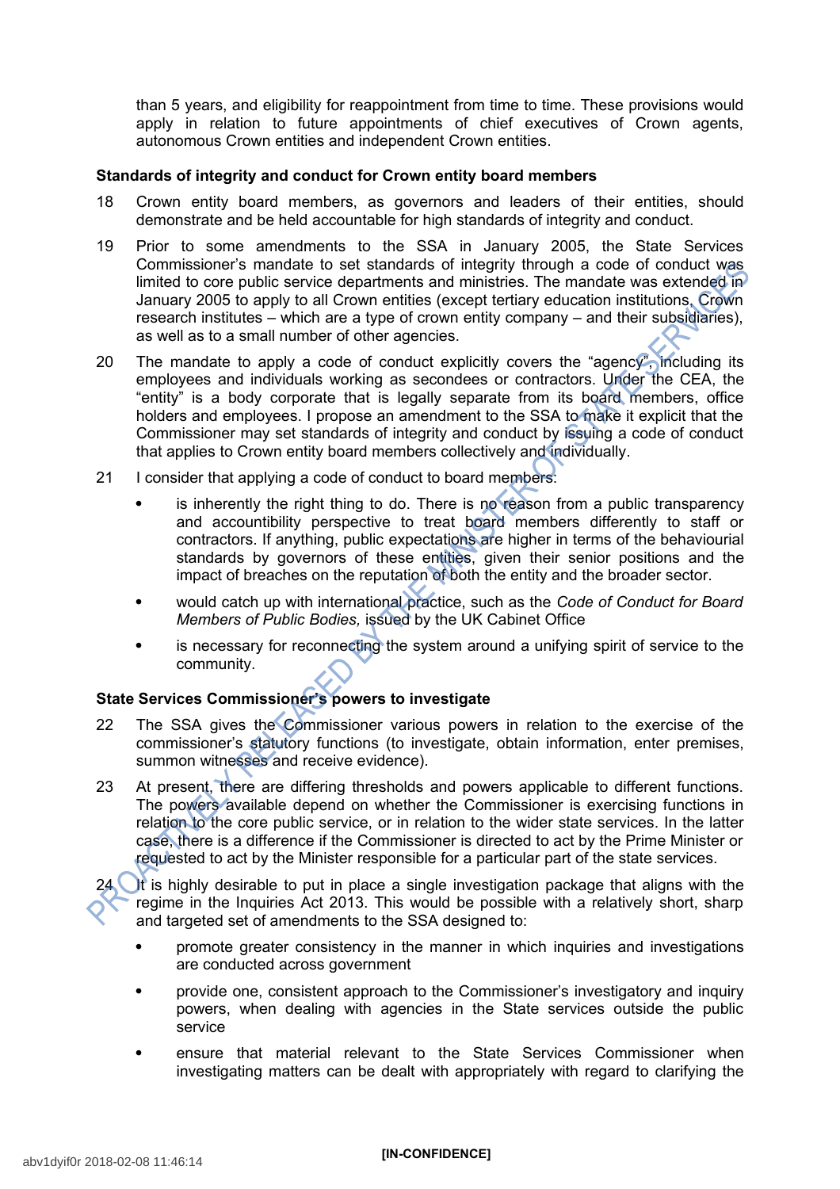than 5 years, and eligibility for reappointment from time to time. These provisions would apply in relation to future appointments of chief executives of Crown agents, autonomous Crown entities and independent Crown entities.

**Standards of integrity and conduct for Crown entity board members**

18 Crown entity board members, as governors and leaders of their entities, should demonstrate and be held accountable for high standards of integrity and conduct.

19 Prior to some amendments to the SSA in January 2005, the State Services Commissioner's mandate to set standards of integrity through a code of conduct was limited to core public service departments and ministries. The mandate was extended in January 2005 to apply to all Crown entities (except tertiary education institutions, Crown research institutes – which are a type of crown entity company – and their subsidiaries), as well as to a small number of other agencies.

20 The mandate to apply a code of conduct explicitly covers the "agency", including its employees and individuals working as secondees or contractors. Under the CEA, the "entity" is a body corporate that is legally separate from its board members, office holders and employees. I propose an amendment to the SSA to make it explicit that the Commissioner may set standards of integrity and conduct by issuing a code of conduct that applies to Crown entity board members collectively and individually.

21 I consider that applying a code of conduct to board members:

- is inherently the right thing to do. There is no reason from a public transparency and accountability perspective to treat board members differently to staff or contractors. If anything, public expectations are higher in terms of the behaviourial standards by governors of these entities, given their senior positions and the impact of breaches on the reputation of both the entity and the broader sector.
- would catch up with international practice, such as the *Code of Conduct for Board Members of Public Bodies,* issued by the UK Cabinet Office
- is necessary for reconnecting the system around a unifying spirit of service to the community.

**State Services Commissioner's powers to investigate**

22 The SSA gives the Commissioner various powers in relation to the exercise of the commissioner's statutory functions (to investigate, obtain information, enter premises, summon witnesses and receive evidence).

23 At present, there are differing thresholds and powers applicable to different functions. The powers available depend on whether the Commissioner is exercising functions in relation to the core public service, or in relation to the wider state services. In the latter case, there is a difference if the Commissioner is directed to act by the Prime Minister or requested to act by the Minister responsible for a particular part of the state services.

24 It is highly desirable to put in place a single investigation package that aligns with the regime in the Inquiries Act 2013. This would be possible with a relatively short, sharp and targeted set of amendments to the SSA designed to:

- promote greater consistency in the manner in which inquiries and investigations are conducted across government
- provide one, consistent approach to the Commissioner's investigatory and inquiry powers, when dealing with agencies in the State services outside the public service
- ensure that material relevant to the State Services Commissioner when investigating matters can be dealt with appropriately with regard to clarifying the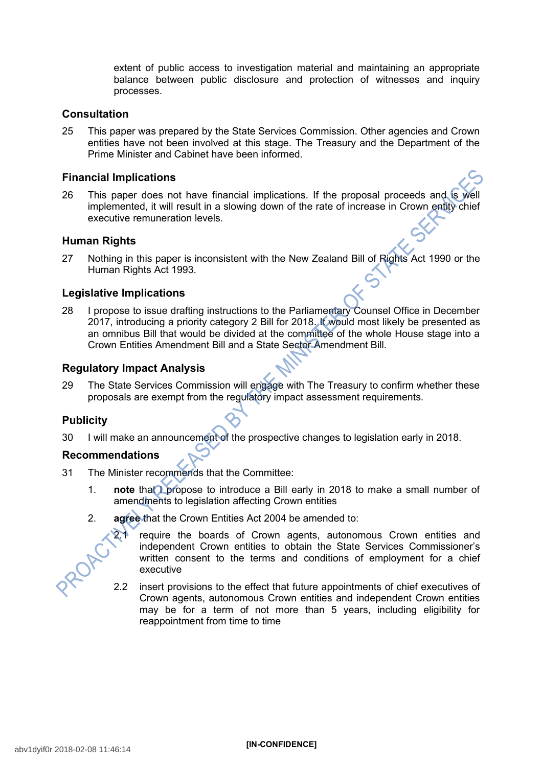extent of public access to investigation material and maintaining an appropriate balance between public disclosure and protection of witnesses and inquiry processes.

## Consultation

25 This paper was prepared by the State Services Commission. Other agencies and Crown entities have not been involved at this stage. The Treasury and the Department of the Prime Minister and Cabinet have been informed.

## Financial Implications

26 This paper does not have financial implications. If the proposal proceeds and is well implemented, it will result in a slowing down of the rate of increase in Crown entity chief executive remuneration levels.

## Human Rights

27 Nothing in this paper is inconsistent with the New Zealand Bill of Rights Act 1990 or the Human Rights Act 1993.

## Legislative Implications

28 I propose to issue drafting instructions to the Parliamentary Counsel Office in December 2017, introducing a priority category 2 Bill for 2018. It would most likely be presented as an omnibus Bill that would be divided at the committee of the whole House stage into a Crown Entities Amendment Bill and a State Sector Amendment Bill.

## Regulatory Impact Analysis

29 The State Services Commission will engage with The Treasury to confirm whether these proposals are exempt from the regulatory impact assessment requirements.

## Publicity

30 I will make an announcement of the prospective changes to legislation early in 2018.

## Recommendations

31 The Minister recommends that the Committee:

1. **note** that I propose to introduce a Bill early in 2018 to make a small number of amendments to legislation affecting Crown entities

2. **agree** that the Crown Entities Act 2004 be amended to:

   2.1 require the boards of Crown agents, autonomous Crown entities and independent Crown entities to obtain the State Services Commissioner's written consent to the terms and conditions of employment for a chief executive

   2.2 insert provisions to the effect that future appointments of chief executives of Crown agents, autonomous Crown entities and independent Crown entities may be for a term of not more than 5 years, including eligibility for reappointment from time to time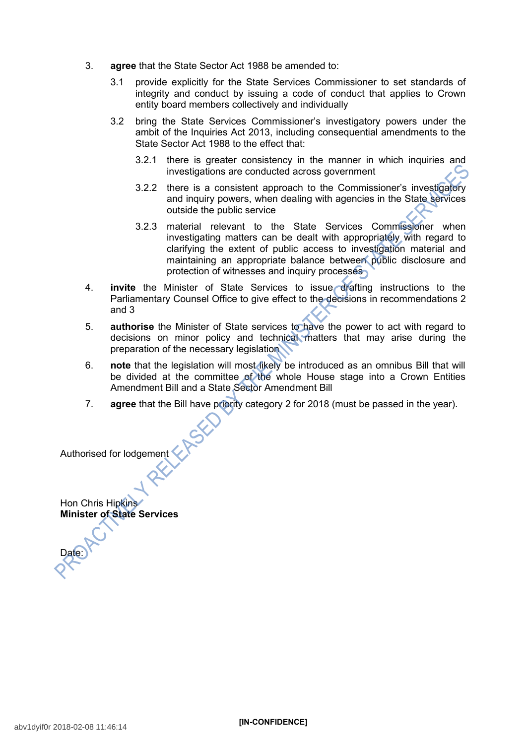3. **agree** that the State Sector Act 1988 be amended to:

   3.1 provide explicitly for the State Services Commissioner to set standards of integrity and conduct by issuing a code of conduct that applies to Crown entity board members collectively and individually

   3.2 bring the State Services Commissioner's investigatory powers under the ambit of the Inquiries Act 2013, including consequential amendments to the State Sector Act 1988 to the effect that:

      3.2.1 there is greater consistency in the manner in which inquiries and investigations are conducted across government

      3.2.2 there is a consistent approach to the Commissioner's investigatory and inquiry powers, when dealing with agencies in the State services outside the public service

      3.2.3 material relevant to the State Services Commissioner when investigating matters can be dealt with appropriately with regard to clarifying the extent of public access to investigation material and maintaining an appropriate balance between public disclosure and protection of witnesses and inquiry processes

4. **invite** the Minister of State Services to issue drafting instructions to the Parliamentary Counsel Office to give effect to the decisions in recommendations 2 and 3

5. **authorise** the Minister of State services to have the power to act with regard to decisions on minor policy and technical matters that may arise during the preparation of the necessary legislation

6. **note** that the legislation will most likely be introduced as an omnibus Bill that will be divided at the committee of the whole House stage into a Crown Entities Amendment Bill and a State Sector Amendment Bill

7. **agree** that the Bill have priority category 2 for 2018 (must be passed in the year).

Authorised for lodgement

Hon Chris Hipkins
**Minister of State Services**

Date: